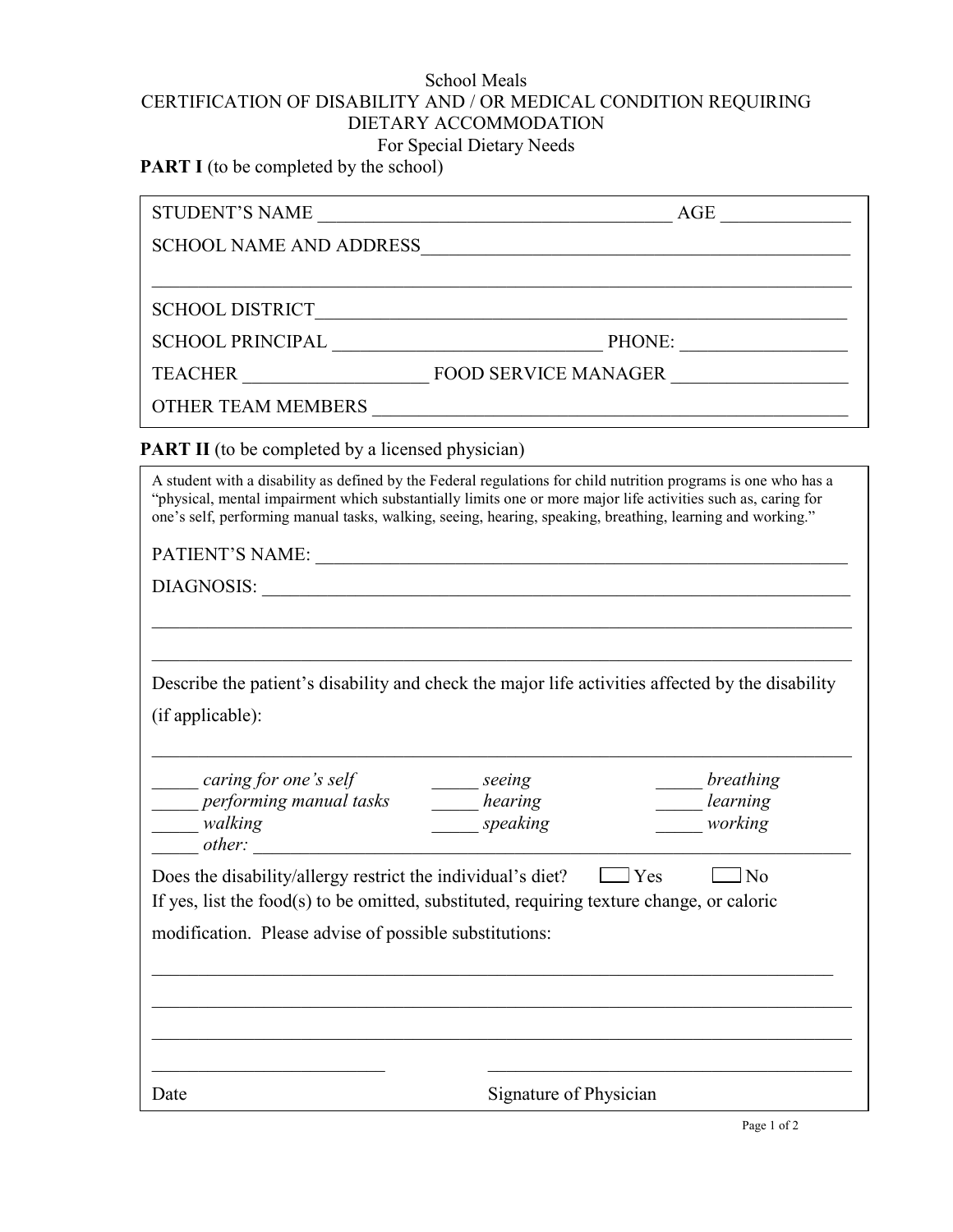# School Meals

## CERTIFICATION OF DISABILITY AND / OR MEDICAL CONDITION REQUIRING DIETARY ACCOMMODATION

### For Special Dietary Needs

**PART I** (to be completed by the school)

STUDENT'S NAME _______________________________________ AGE _____________

SCHOOL NAME AND ADDRESS_____________________________________________

_____________________________________________________________________

SCHOOL DISTRICT_____________________________________________________

SCHOOL PRINCIPAL ____________________________ PHONE: _________________

TEACHER ___________________ FOOD SERVICE MANAGER __________________

OTHER TEAM MEMBERS ________________________________________________

**PART II** (to be completed by a licensed physician)

A student with a disability as defined by the Federal regulations for child nutrition programs is one who has a "physical, mental impairment which substantially limits one or more major life activities such as, caring for one's self, performing manual tasks, walking, seeing, hearing, speaking, breathing, learning and working."

PATIENT'S NAME: _____________________________________________________

DIAGNOSIS: __________________________________________________________

_____________________________________________________________________

_____________________________________________________________________

Describe the patient's disability and check the major life activities affected by the disability (if applicable):

_____________________________________________________________________

_____ *caring for one's self*
_____ *performing manual tasks*
_____ *walking*
_____ *other:* ________________________________________________________
_____ *seeing*
_____ *hearing*
_____ *speaking*
_____ *breathing*
_____ *learning*
_____ *working*

Does the disability/allergy restrict the individual's diet? ☐ Yes ☐ No

If yes, list the food(s) to be omitted, substituted, requiring texture change, or caloric modification. Please advise of possible substitutions:

_____________________________________________________________________

_____________________________________________________________________

_____________________________________________________________________

________________________ ____________________________________

Date Signature of Physician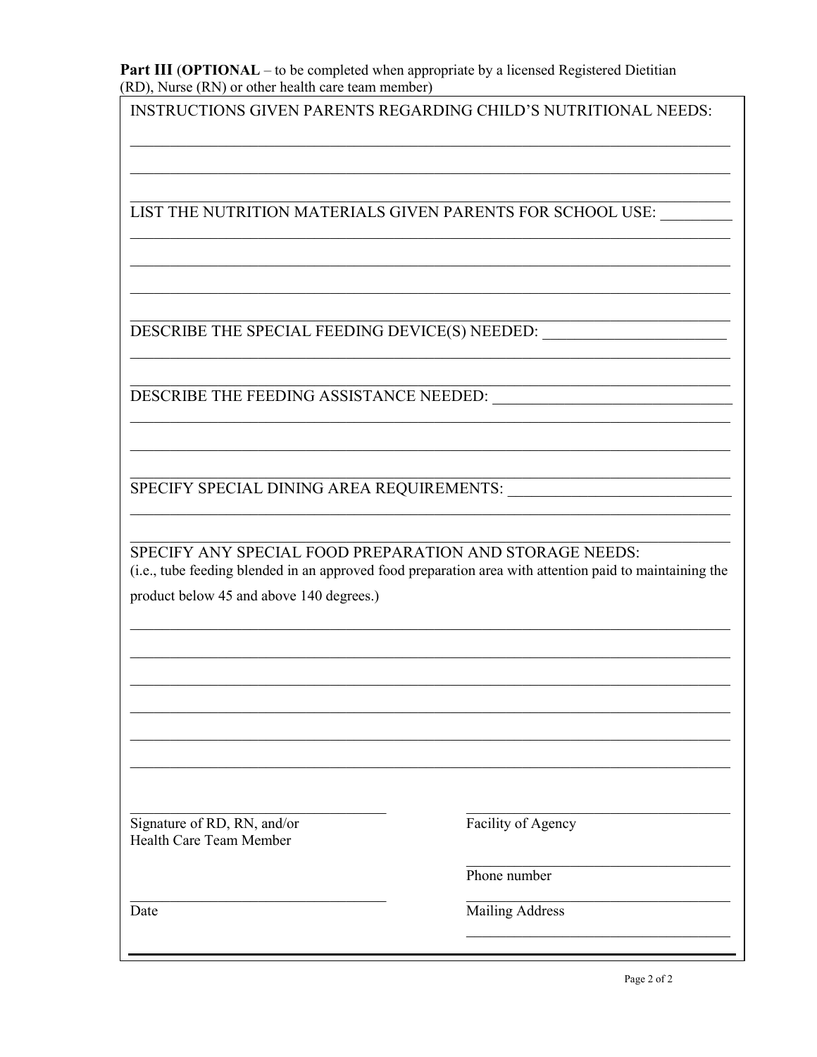**Part III** (**OPTIONAL** – to be completed when appropriate by a licensed Registered Dietitian (RD), Nurse (RN) or other health care team member)

INSTRUCTIONS GIVEN PARENTS REGARDING CHILD'S NUTRITIONAL NEEDS:

______________________________________________________________________________

______________________________________________________________________________

______________________________________________________________________________

LIST THE NUTRITION MATERIALS GIVEN PARENTS FOR SCHOOL USE: _________

______________________________________________________________________________

______________________________________________________________________________

______________________________________________________________________________

______________________________________________________________________________

DESCRIBE THE SPECIAL FEEDING DEVICE(S) NEEDED: _______________________

______________________________________________________________________________

______________________________________________________________________________

DESCRIBE THE FEEDING ASSISTANCE NEEDED: ____________________________

______________________________________________________________________________

______________________________________________________________________________

______________________________________________________________________________

SPECIFY SPECIAL DINING AREA REQUIREMENTS: ___________________________

______________________________________________________________________________

______________________________________________________________________________

SPECIFY ANY SPECIAL FOOD PREPARATION AND STORAGE NEEDS:
(i.e., tube feeding blended in an approved food preparation area with attention paid to maintaining the product below 45 and above 140 degrees.)

______________________________________________________________________________

______________________________________________________________________________

______________________________________________________________________________

______________________________________________________________________________

______________________________________________________________________________

______________________________________________________________________________

_________________________________ 
Signature of RD, RN, and/or Health Care Team Member

_________________________________ 
Facility of Agency

_________________________________ 
Phone number

_________________________________ 
Date

_________________________________ 
Mailing Address

_________________________________